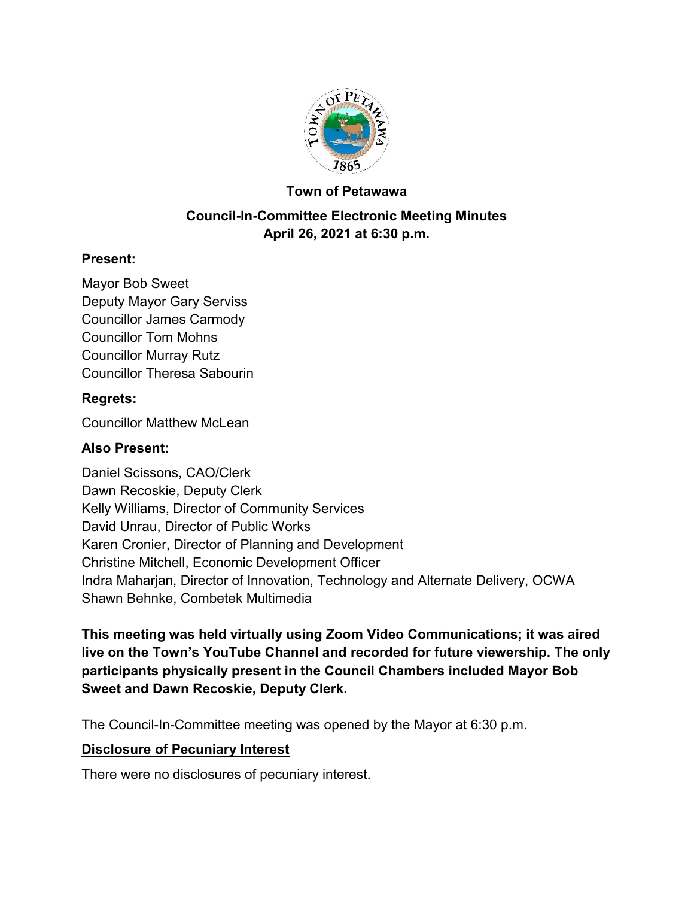**Town of Petawawa**

**Council-In-Committee Electronic Meeting Minutes**
**April 26, 2021 at 6:30 p.m.**

**Present:**

Mayor Bob Sweet
Deputy Mayor Gary Serviss
Councillor James Carmody
Councillor Tom Mohns
Councillor Murray Rutz
Councillor Theresa Sabourin

**Regrets:**

Councillor Matthew McLean

**Also Present:**

Daniel Scissons, CAO/Clerk
Dawn Recoskie, Deputy Clerk
Kelly Williams, Director of Community Services
David Unrau, Director of Public Works
Karen Cronier, Director of Planning and Development
Christine Mitchell, Economic Development Officer
Indra Maharjan, Director of Innovation, Technology and Alternate Delivery, OCWA
Shawn Behnke, Combetek Multimedia

**This meeting was held virtually using Zoom Video Communications; it was aired live on the Town's YouTube Channel and recorded for future viewership. The only participants physically present in the Council Chambers included Mayor Bob Sweet and Dawn Recoskie, Deputy Clerk.**

The Council-In-Committee meeting was opened by the Mayor at 6:30 p.m.

**Disclosure of Pecuniary Interest**

There were no disclosures of pecuniary interest.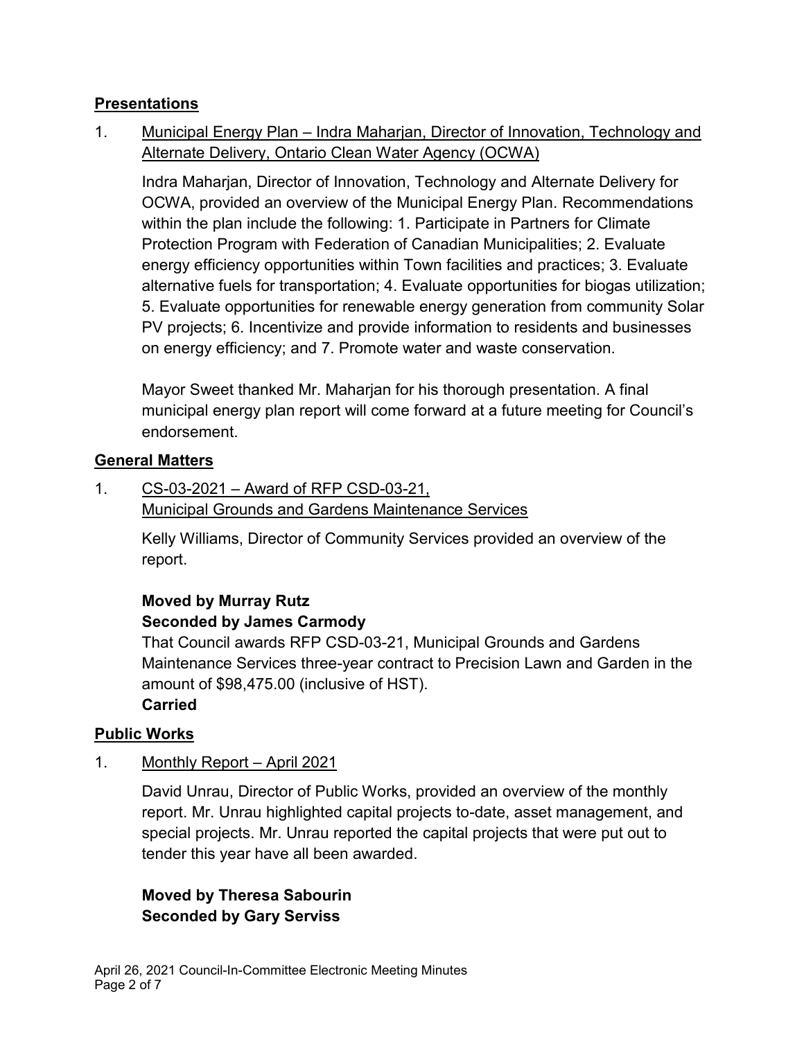## Presentations

1. Municipal Energy Plan – Indra Maharjan, Director of Innovation, Technology and Alternate Delivery, Ontario Clean Water Agency (OCWA)

   Indra Maharjan, Director of Innovation, Technology and Alternate Delivery for OCWA, provided an overview of the Municipal Energy Plan. Recommendations within the plan include the following: 1. Participate in Partners for Climate Protection Program with Federation of Canadian Municipalities; 2. Evaluate energy efficiency opportunities within Town facilities and practices; 3. Evaluate alternative fuels for transportation; 4. Evaluate opportunities for biogas utilization; 5. Evaluate opportunities for renewable energy generation from community Solar PV projects; 6. Incentivize and provide information to residents and businesses on energy efficiency; and 7. Promote water and waste conservation.

   Mayor Sweet thanked Mr. Maharjan for his thorough presentation. A final municipal energy plan report will come forward at a future meeting for Council's endorsement.

## General Matters

1. CS-03-2021 – Award of RFP CSD-03-21, Municipal Grounds and Gardens Maintenance Services

   Kelly Williams, Director of Community Services provided an overview of the report.

   **Moved by Murray Rutz**
   **Seconded by James Carmody**
   That Council awards RFP CSD-03-21, Municipal Grounds and Gardens Maintenance Services three-year contract to Precision Lawn and Garden in the amount of $98,475.00 (inclusive of HST).
   **Carried**

## Public Works

1. Monthly Report – April 2021

   David Unrau, Director of Public Works, provided an overview of the monthly report. Mr. Unrau highlighted capital projects to-date, asset management, and special projects. Mr. Unrau reported the capital projects that were put out to tender this year have all been awarded.

   **Moved by Theresa Sabourin**
   **Seconded by Gary Serviss**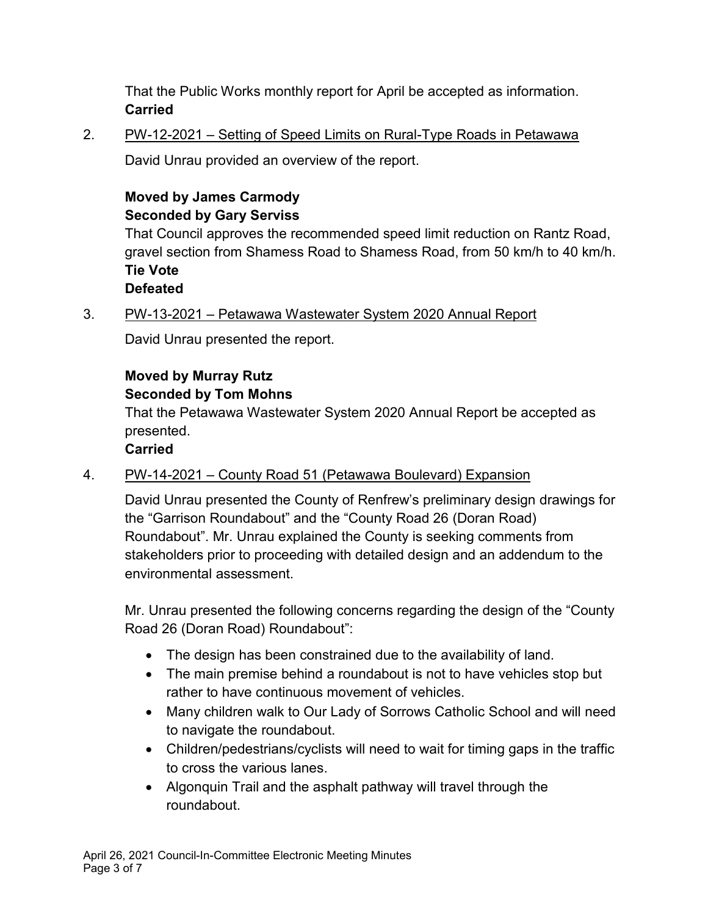That the Public Works monthly report for April be accepted as information.
**Carried**

2. PW-12-2021 – Setting of Speed Limits on Rural-Type Roads in Petawawa

   David Unrau provided an overview of the report.

   **Moved by James Carmody**
   **Seconded by Gary Serviss**
   That Council approves the recommended speed limit reduction on Rantz Road, gravel section from Shamess Road to Shamess Road, from 50 km/h to 40 km/h.
   **Tie Vote**
   **Defeated**

3. PW-13-2021 – Petawawa Wastewater System 2020 Annual Report

   David Unrau presented the report.

   **Moved by Murray Rutz**
   **Seconded by Tom Mohns**
   That the Petawawa Wastewater System 2020 Annual Report be accepted as presented.
   **Carried**

4. PW-14-2021 – County Road 51 (Petawawa Boulevard) Expansion

   David Unrau presented the County of Renfrew's preliminary design drawings for the "Garrison Roundabout" and the "County Road 26 (Doran Road) Roundabout". Mr. Unrau explained the County is seeking comments from stakeholders prior to proceeding with detailed design and an addendum to the environmental assessment.

   Mr. Unrau presented the following concerns regarding the design of the "County Road 26 (Doran Road) Roundabout":

   - The design has been constrained due to the availability of land.
   - The main premise behind a roundabout is not to have vehicles stop but rather to have continuous movement of vehicles.
   - Many children walk to Our Lady of Sorrows Catholic School and will need to navigate the roundabout.
   - Children/pedestrians/cyclists will need to wait for timing gaps in the traffic to cross the various lanes.
   - Algonquin Trail and the asphalt pathway will travel through the roundabout.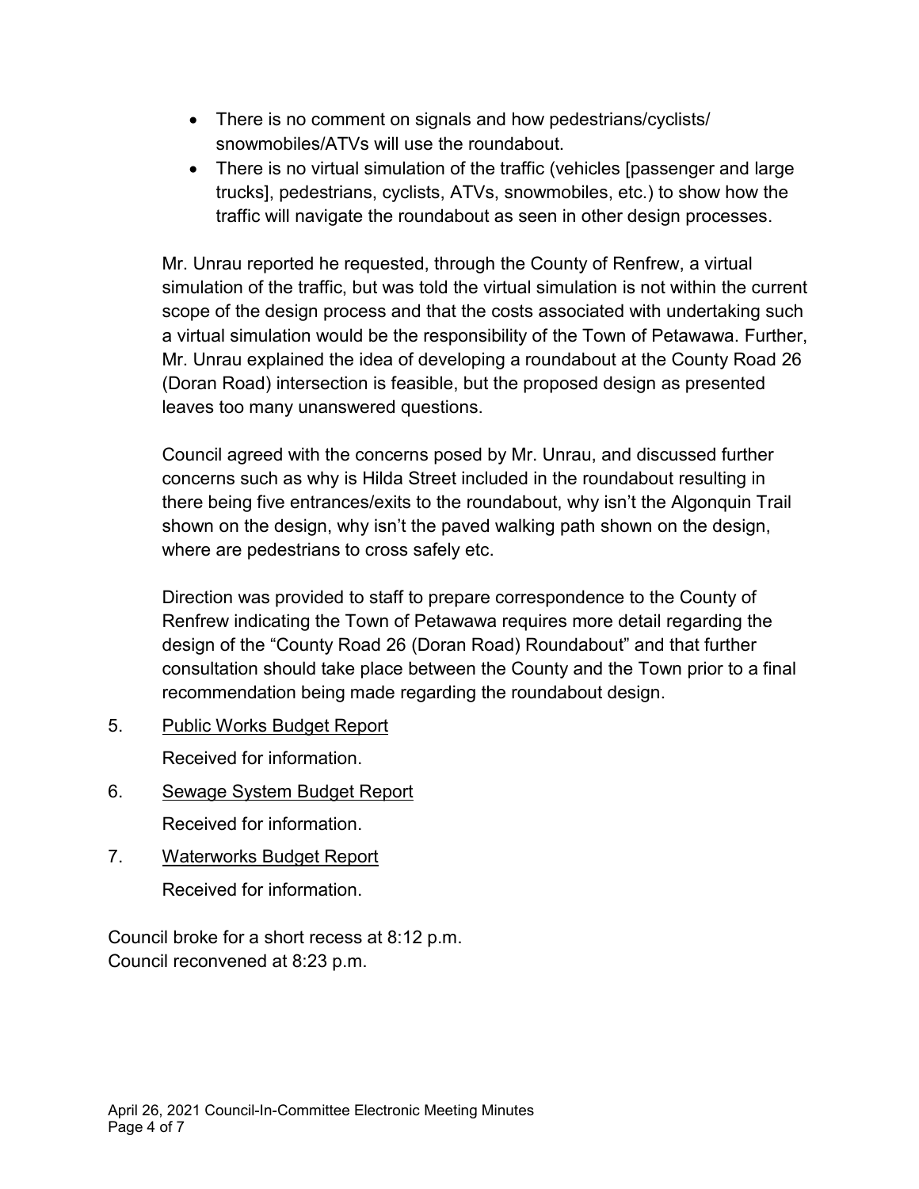- There is no comment on signals and how pedestrians/cyclists/ snowmobiles/ATVs will use the roundabout.
- There is no virtual simulation of the traffic (vehicles [passenger and large trucks], pedestrians, cyclists, ATVs, snowmobiles, etc.) to show how the traffic will navigate the roundabout as seen in other design processes.

Mr. Unrau reported he requested, through the County of Renfrew, a virtual simulation of the traffic, but was told the virtual simulation is not within the current scope of the design process and that the costs associated with undertaking such a virtual simulation would be the responsibility of the Town of Petawawa. Further, Mr. Unrau explained the idea of developing a roundabout at the County Road 26 (Doran Road) intersection is feasible, but the proposed design as presented leaves too many unanswered questions.

Council agreed with the concerns posed by Mr. Unrau, and discussed further concerns such as why is Hilda Street included in the roundabout resulting in there being five entrances/exits to the roundabout, why isn't the Algonquin Trail shown on the design, why isn't the paved walking path shown on the design, where are pedestrians to cross safely etc.

Direction was provided to staff to prepare correspondence to the County of Renfrew indicating the Town of Petawawa requires more detail regarding the design of the "County Road 26 (Doran Road) Roundabout" and that further consultation should take place between the County and the Town prior to a final recommendation being made regarding the roundabout design.

5. <u>Public Works Budget Report</u>

   Received for information.

6. <u>Sewage System Budget Report</u>

   Received for information.

7. <u>Waterworks Budget Report</u>

   Received for information.

Council broke for a short recess at 8:12 p.m.
Council reconvened at 8:23 p.m.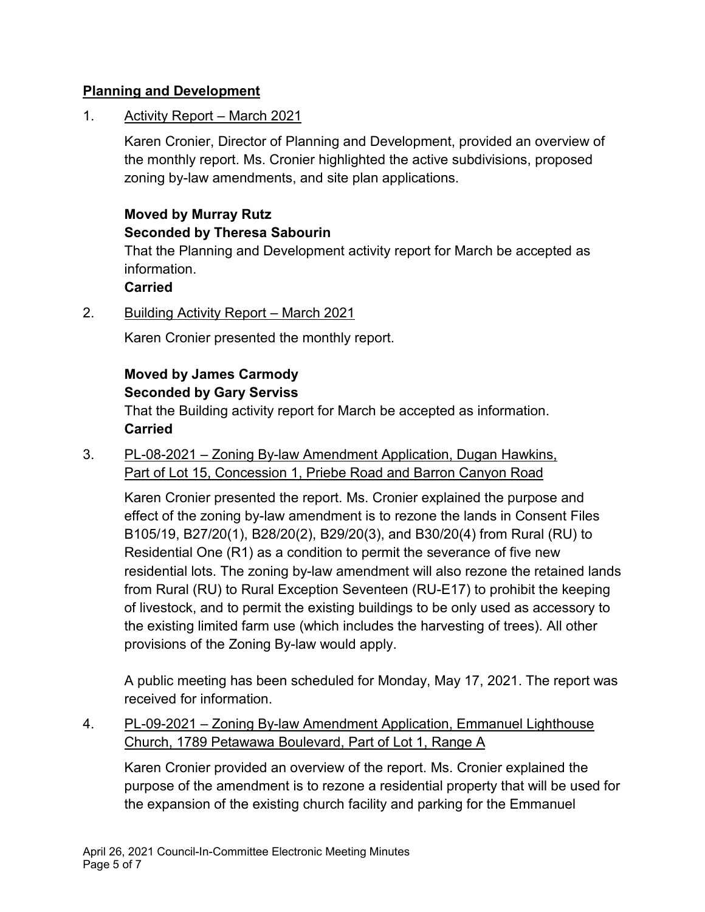## **Planning and Development**

1. Activity Report – March 2021

   Karen Cronier, Director of Planning and Development, provided an overview of the monthly report. Ms. Cronier highlighted the active subdivisions, proposed zoning by-law amendments, and site plan applications.

   **Moved by Murray Rutz**
   **Seconded by Theresa Sabourin**
   That the Planning and Development activity report for March be accepted as information.
   **Carried**

2. Building Activity Report – March 2021

   Karen Cronier presented the monthly report.

   **Moved by James Carmody**
   **Seconded by Gary Serviss**
   That the Building activity report for March be accepted as information.
   **Carried**

3. PL-08-2021 – Zoning By-law Amendment Application, Dugan Hawkins, Part of Lot 15, Concession 1, Priebe Road and Barron Canyon Road

   Karen Cronier presented the report. Ms. Cronier explained the purpose and effect of the zoning by-law amendment is to rezone the lands in Consent Files B105/19, B27/20(1), B28/20(2), B29/20(3), and B30/20(4) from Rural (RU) to Residential One (R1) as a condition to permit the severance of five new residential lots. The zoning by-law amendment will also rezone the retained lands from Rural (RU) to Rural Exception Seventeen (RU-E17) to prohibit the keeping of livestock, and to permit the existing buildings to be only used as accessory to the existing limited farm use (which includes the harvesting of trees). All other provisions of the Zoning By-law would apply.

   A public meeting has been scheduled for Monday, May 17, 2021. The report was received for information.

4. PL-09-2021 – Zoning By-law Amendment Application, Emmanuel Lighthouse Church, 1789 Petawawa Boulevard, Part of Lot 1, Range A

   Karen Cronier provided an overview of the report. Ms. Cronier explained the purpose of the amendment is to rezone a residential property that will be used for the expansion of the existing church facility and parking for the Emmanuel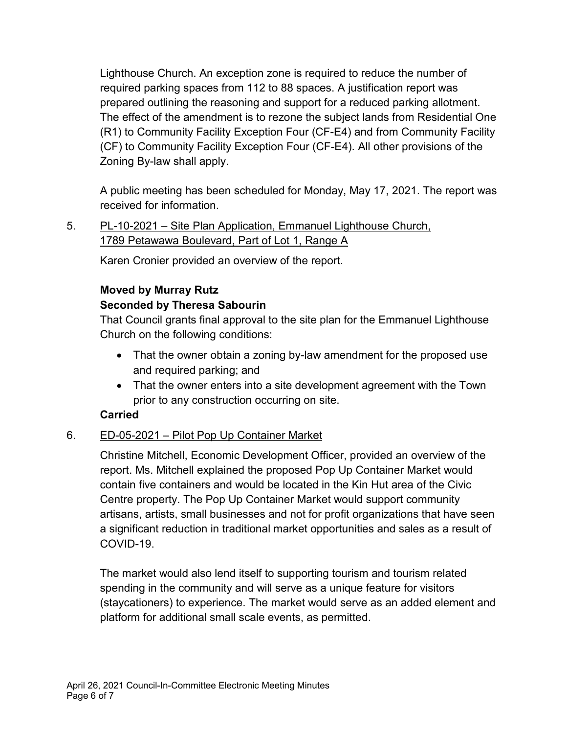Lighthouse Church. An exception zone is required to reduce the number of required parking spaces from 112 to 88 spaces. A justification report was prepared outlining the reasoning and support for a reduced parking allotment. The effect of the amendment is to rezone the subject lands from Residential One (R1) to Community Facility Exception Four (CF-E4) and from Community Facility (CF) to Community Facility Exception Four (CF-E4). All other provisions of the Zoning By-law shall apply.

A public meeting has been scheduled for Monday, May 17, 2021. The report was received for information.

5. PL-10-2021 – Site Plan Application, Emmanuel Lighthouse Church, 1789 Petawawa Boulevard, Part of Lot 1, Range A

   Karen Cronier provided an overview of the report.

   **Moved by Murray Rutz**
   **Seconded by Theresa Sabourin**
   That Council grants final approval to the site plan for the Emmanuel Lighthouse Church on the following conditions:

   - That the owner obtain a zoning by-law amendment for the proposed use and required parking; and
   - That the owner enters into a site development agreement with the Town prior to any construction occurring on site.

   **Carried**

6. ED-05-2021 – Pilot Pop Up Container Market

   Christine Mitchell, Economic Development Officer, provided an overview of the report. Ms. Mitchell explained the proposed Pop Up Container Market would contain five containers and would be located in the Kin Hut area of the Civic Centre property. The Pop Up Container Market would support community artisans, artists, small businesses and not for profit organizations that have seen a significant reduction in traditional market opportunities and sales as a result of COVID-19.

   The market would also lend itself to supporting tourism and tourism related spending in the community and will serve as a unique feature for visitors (staycationers) to experience. The market would serve as an added element and platform for additional small scale events, as permitted.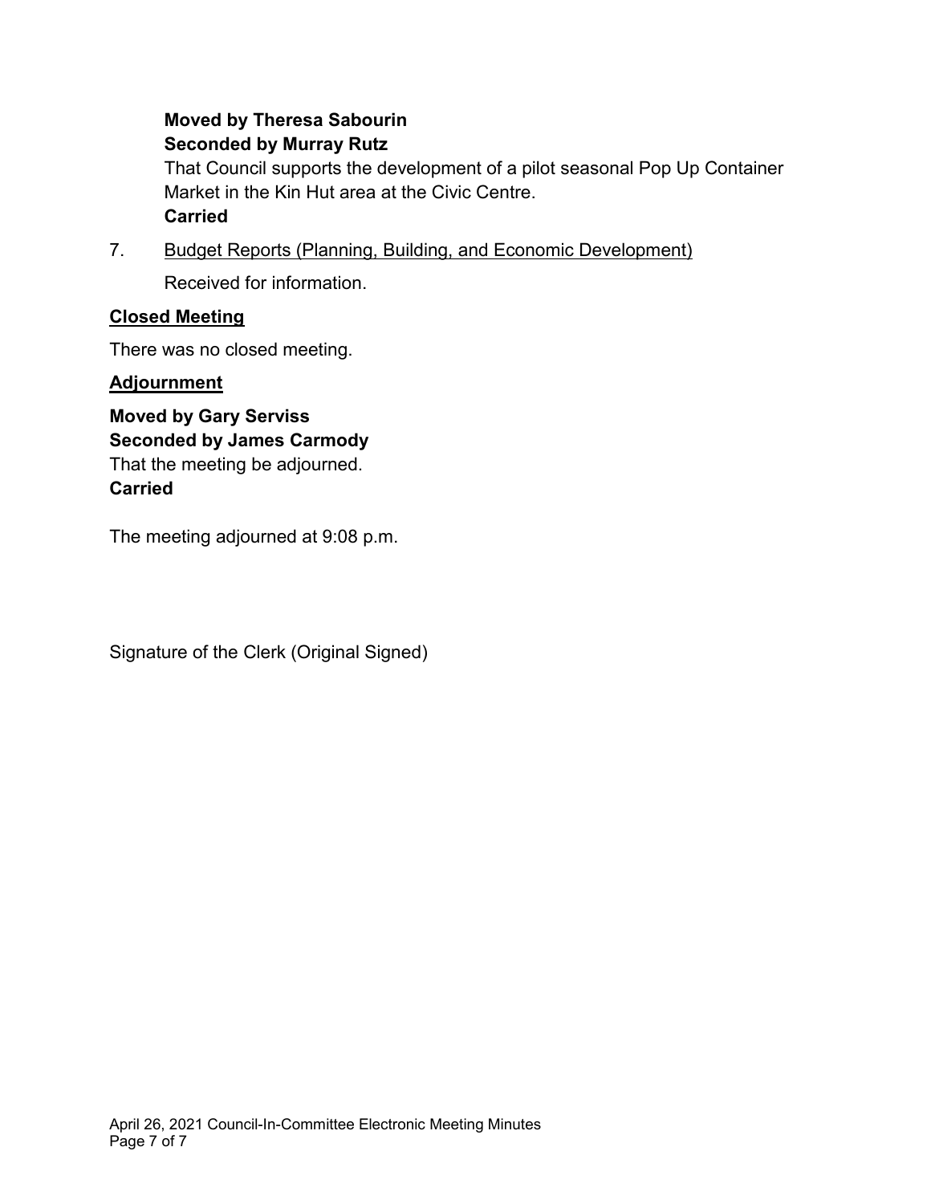**Moved by Theresa Sabourin**
**Seconded by Murray Rutz**
That Council supports the development of a pilot seasonal Pop Up Container Market in the Kin Hut area at the Civic Centre.
**Carried**

7. Budget Reports (Planning, Building, and Economic Development)

   Received for information.

## Closed Meeting

There was no closed meeting.

## Adjournment

**Moved by Gary Serviss**
**Seconded by James Carmody**
That the meeting be adjourned.
**Carried**

The meeting adjourned at 9:08 p.m.

Signature of the Clerk (Original Signed)